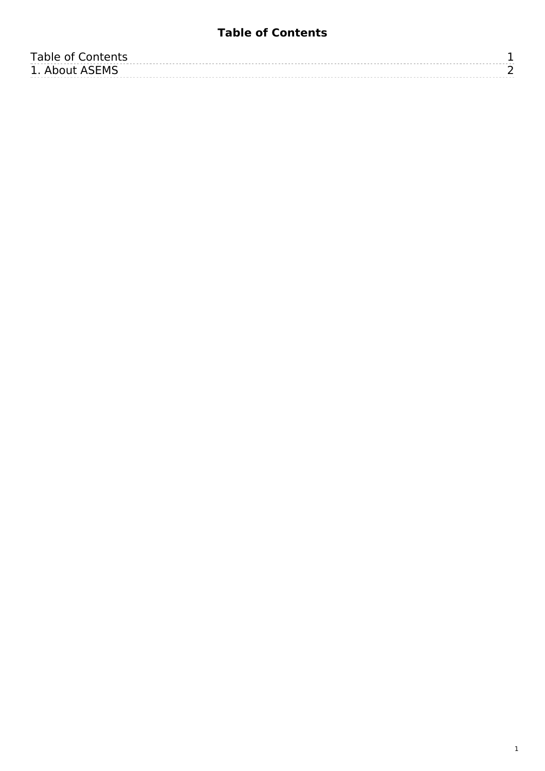# Table of Contents

| | |
|---|---|
| Table of Contents | 1 |
| 1. About ASEMS | 2 |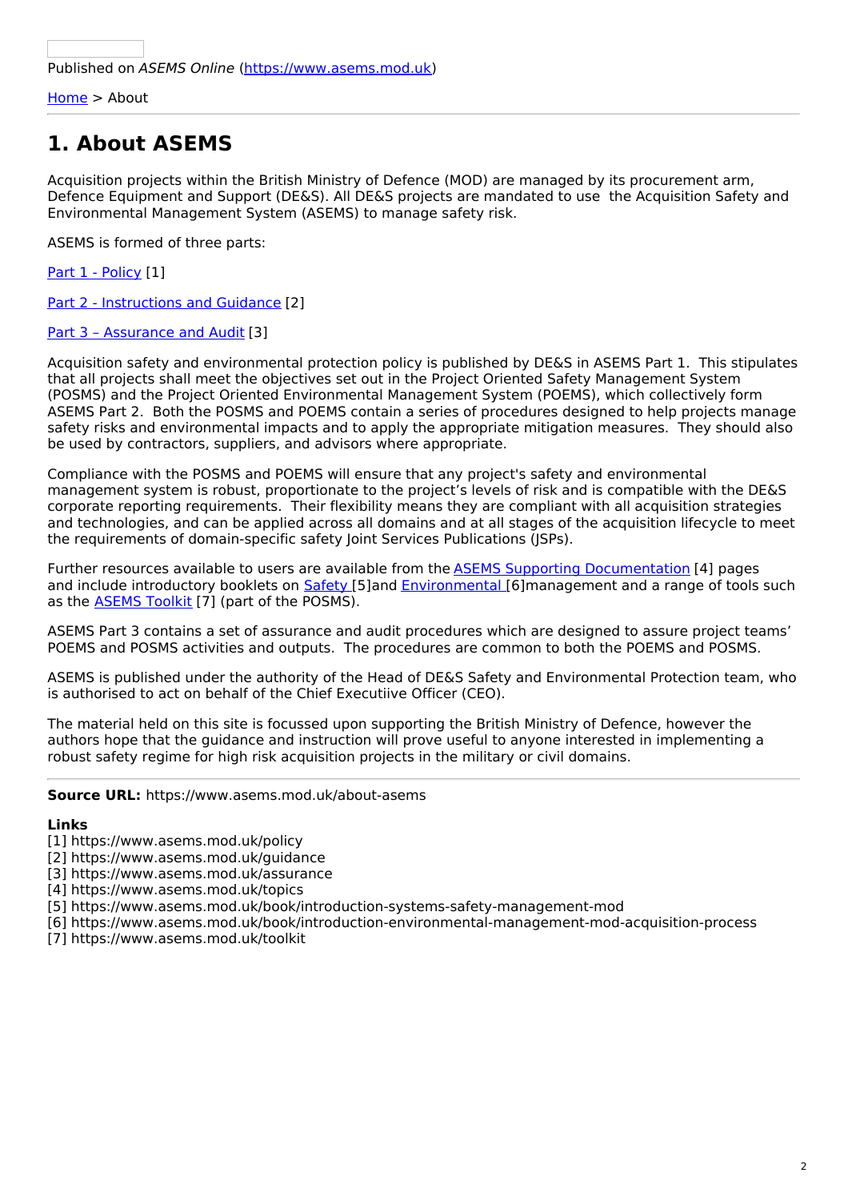Published on *ASEMS Online* (https://www.asems.mod.uk)

Home > About

# 1. About ASEMS

Acquisition projects within the British Ministry of Defence (MOD) are managed by its procurement arm, Defence Equipment and Support (DE&S). All DE&S projects are mandated to use the Acquisition Safety and Environmental Management System (ASEMS) to manage safety risk.

ASEMS is formed of three parts:

Part 1 - Policy [1]

Part 2 - Instructions and Guidance [2]

Part 3 – Assurance and Audit [3]

Acquisition safety and environmental protection policy is published by DE&S in ASEMS Part 1. This stipulates that all projects shall meet the objectives set out in the Project Oriented Safety Management System (POSMS) and the Project Oriented Environmental Management System (POEMS), which collectively form ASEMS Part 2. Both the POSMS and POEMS contain a series of procedures designed to help projects manage safety risks and environmental impacts and to apply the appropriate mitigation measures. They should also be used by contractors, suppliers, and advisors where appropriate.

Compliance with the POSMS and POEMS will ensure that any project's safety and environmental management system is robust, proportionate to the project's levels of risk and is compatible with the DE&S corporate reporting requirements. Their flexibility means they are compliant with all acquisition strategies and technologies, and can be applied across all domains and at all stages of the acquisition lifecycle to meet the requirements of domain-specific safety Joint Services Publications (JSPs).

Further resources available to users are available from the ASEMS Supporting Documentation [4] pages and include introductory booklets on Safety [5]and Environmental [6]management and a range of tools such as the ASEMS Toolkit [7] (part of the POSMS).

ASEMS Part 3 contains a set of assurance and audit procedures which are designed to assure project teams' POEMS and POSMS activities and outputs. The procedures are common to both the POEMS and POSMS.

ASEMS is published under the authority of the Head of DE&S Safety and Environmental Protection team, who is authorised to act on behalf of the Chief Executiive Officer (CEO).

The material held on this site is focussed upon supporting the British Ministry of Defence, however the authors hope that the guidance and instruction will prove useful to anyone interested in implementing a robust safety regime for high risk acquisition projects in the military or civil domains.

---

**Source URL:** https://www.asems.mod.uk/about-asems

**Links**
[1] https://www.asems.mod.uk/policy
[2] https://www.asems.mod.uk/guidance
[3] https://www.asems.mod.uk/assurance
[4] https://www.asems.mod.uk/topics
[5] https://www.asems.mod.uk/book/introduction-systems-safety-management-mod
[6] https://www.asems.mod.uk/book/introduction-environmental-management-mod-acquisition-process
[7] https://www.asems.mod.uk/toolkit